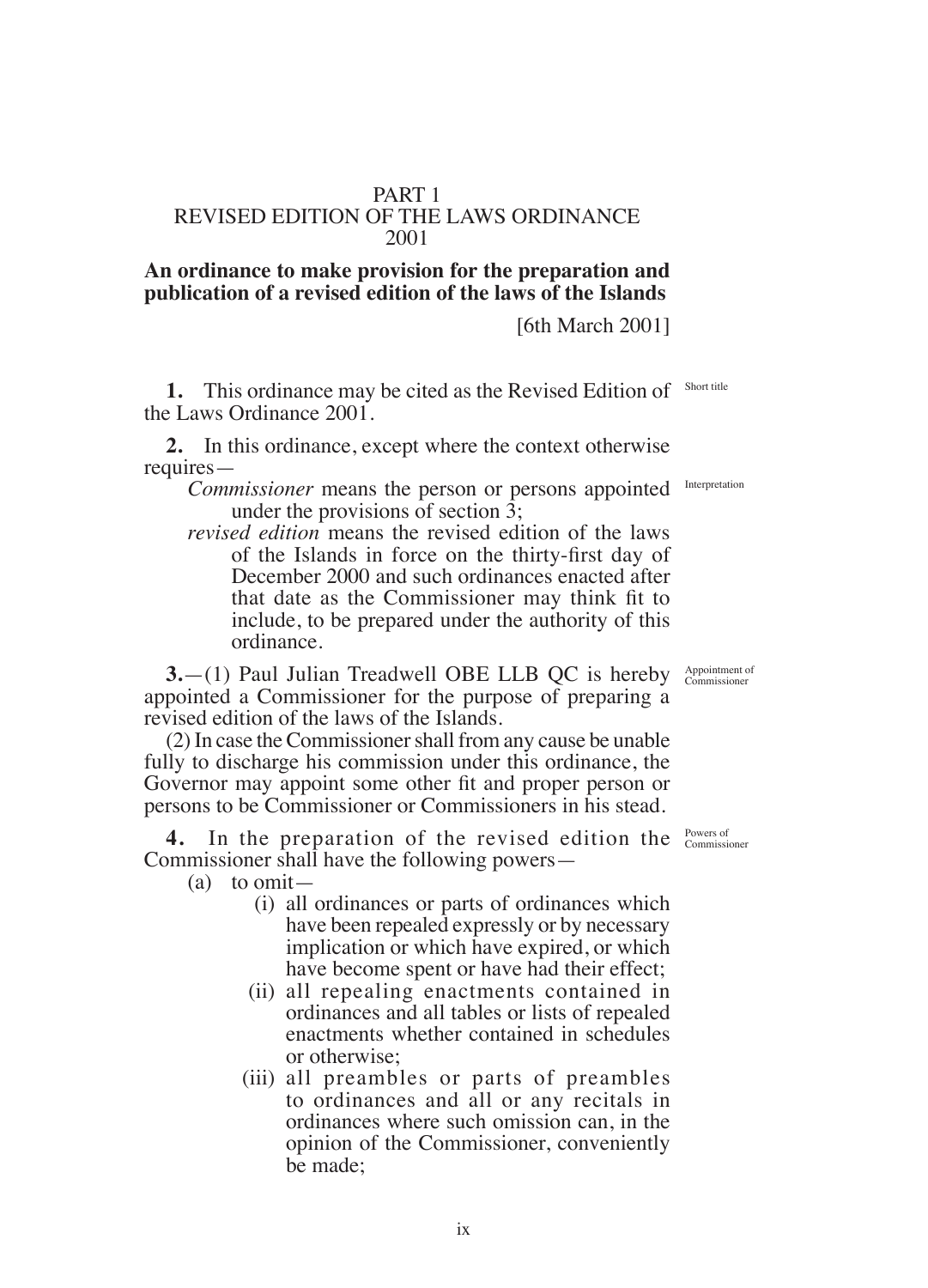# PART 1
# REVISED EDITION OF THE LAWS ORDINANCE 2001

**An ordinance to make provision for the preparation and publication of a revised edition of the laws of the Islands**

[6th March 2001]

Short title

**1.** This ordinance may be cited as the Revised Edition of the Laws Ordinance 2001.

Interpretation

**2.** In this ordinance, except where the context otherwise requires—

*Commissioner* means the person or persons appointed under the provisions of section 3;

*revised edition* means the revised edition of the laws of the Islands in force on the thirty-first day of December 2000 and such ordinances enacted after that date as the Commissioner may think fit to include, to be prepared under the authority of this ordinance.

Appointment of Commissioner

**3.**—(1) Paul Julian Treadwell OBE LLB QC is hereby appointed a Commissioner for the purpose of preparing a revised edition of the laws of the Islands.

(2) In case the Commissioner shall from any cause be unable fully to discharge his commission under this ordinance, the Governor may appoint some other fit and proper person or persons to be Commissioner or Commissioners in his stead.

Powers of Commissioner

**4.** In the preparation of the revised edition the Commissioner shall have the following powers—

(a) to omit—

(i) all ordinances or parts of ordinances which have been repealed expressly or by necessary implication or which have expired, or which have become spent or have had their effect;

(ii) all repealing enactments contained in ordinances and all tables or lists of repealed enactments whether contained in schedules or otherwise;

(iii) all preambles or parts of preambles to ordinances and all or any recitals in ordinances where such omission can, in the opinion of the Commissioner, conveniently be made;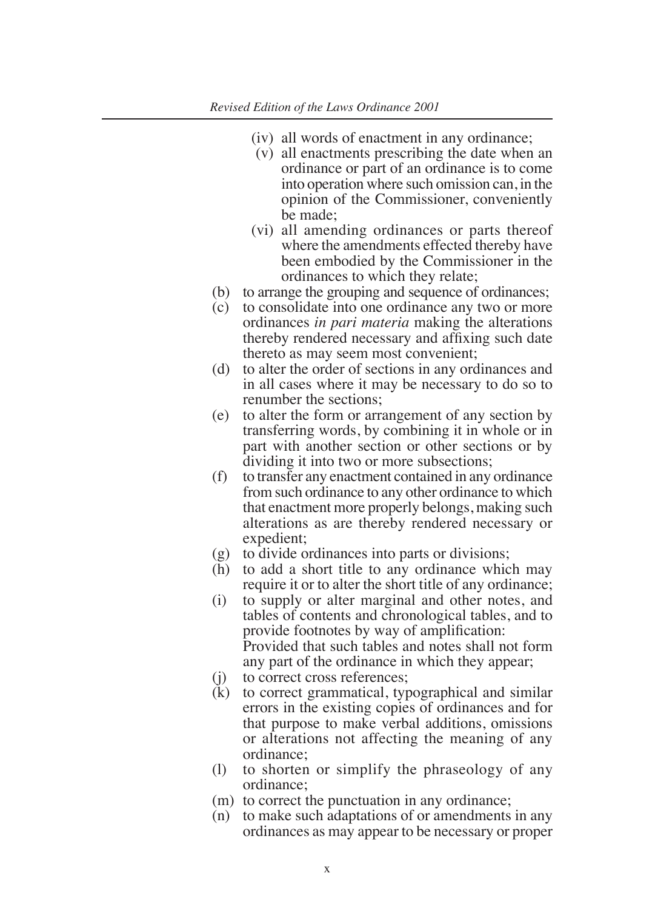(iv) all words of enactment in any ordinance;

(v) all enactments prescribing the date when an ordinance or part of an ordinance is to come into operation where such omission can, in the opinion of the Commissioner, conveniently be made;

(vi) all amending ordinances or parts thereof where the amendments effected thereby have been embodied by the Commissioner in the ordinances to which they relate;

(b) to arrange the grouping and sequence of ordinances;

(c) to consolidate into one ordinance any two or more ordinances *in pari materia* making the alterations thereby rendered necessary and affixing such date thereto as may seem most convenient;

(d) to alter the order of sections in any ordinances and in all cases where it may be necessary to do so to renumber the sections;

(e) to alter the form or arrangement of any section by transferring words, by combining it in whole or in part with another section or other sections or by dividing it into two or more subsections;

(f) to transfer any enactment contained in any ordinance from such ordinance to any other ordinance to which that enactment more properly belongs, making such alterations as are thereby rendered necessary or expedient;

(g) to divide ordinances into parts or divisions;

(h) to add a short title to any ordinance which may require it or to alter the short title of any ordinance;

(i) to supply or alter marginal and other notes, and tables of contents and chronological tables, and to provide footnotes by way of amplification:
Provided that such tables and notes shall not form any part of the ordinance in which they appear;

(j) to correct cross references;

(k) to correct grammatical, typographical and similar errors in the existing copies of ordinances and for that purpose to make verbal additions, omissions or alterations not affecting the meaning of any ordinance;

(l) to shorten or simplify the phraseology of any ordinance;

(m) to correct the punctuation in any ordinance;

(n) to make such adaptations of or amendments in any ordinances as may appear to be necessary or proper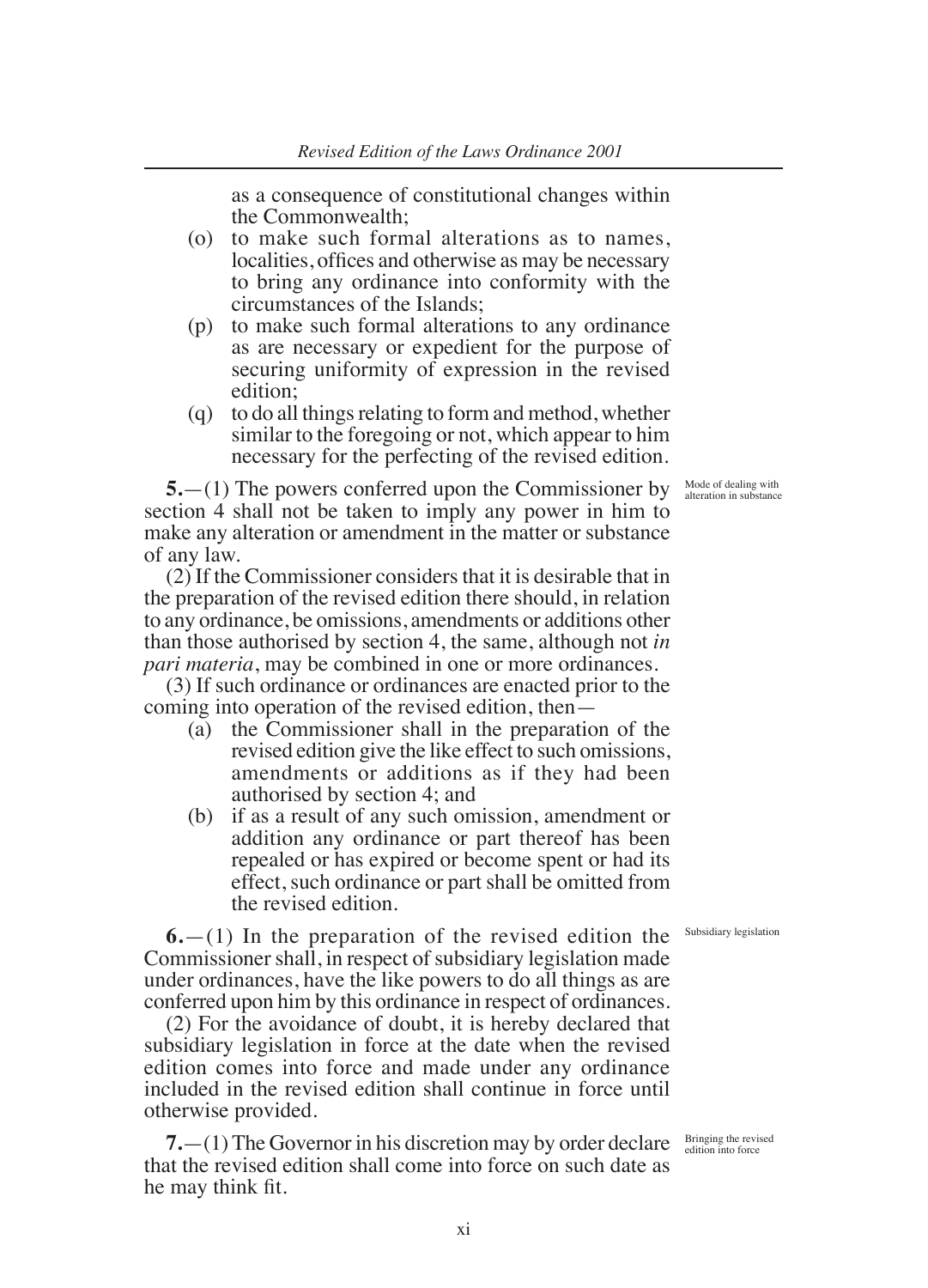as a consequence of constitutional changes within the Commonwealth;

(o) to make such formal alterations as to names, localities, offices and otherwise as may be necessary to bring any ordinance into conformity with the circumstances of the Islands;

(p) to make such formal alterations to any ordinance as are necessary or expedient for the purpose of securing uniformity of expression in the revised edition;

(q) to do all things relating to form and method, whether similar to the foregoing or not, which appear to him necessary for the perfecting of the revised edition.

*Mode of dealing with alteration in substance*

**5.**—(1) The powers conferred upon the Commissioner by section 4 shall not be taken to imply any power in him to make any alteration or amendment in the matter or substance of any law.

(2) If the Commissioner considers that it is desirable that in the preparation of the revised edition there should, in relation to any ordinance, be omissions, amendments or additions other than those authorised by section 4, the same, although not *in pari materia*, may be combined in one or more ordinances.

(3) If such ordinance or ordinances are enacted prior to the coming into operation of the revised edition, then—

(a) the Commissioner shall in the preparation of the revised edition give the like effect to such omissions, amendments or additions as if they had been authorised by section 4; and

(b) if as a result of any such omission, amendment or addition any ordinance or part thereof has been repealed or has expired or become spent or had its effect, such ordinance or part shall be omitted from the revised edition.

*Subsidiary legislation*

**6.**—(1) In the preparation of the revised edition the Commissioner shall, in respect of subsidiary legislation made under ordinances, have the like powers to do all things as are conferred upon him by this ordinance in respect of ordinances.

(2) For the avoidance of doubt, it is hereby declared that subsidiary legislation in force at the date when the revised edition comes into force and made under any ordinance included in the revised edition shall continue in force until otherwise provided.

*Bringing the revised edition into force*

**7.**—(1) The Governor in his discretion may by order declare that the revised edition shall come into force on such date as he may think fit.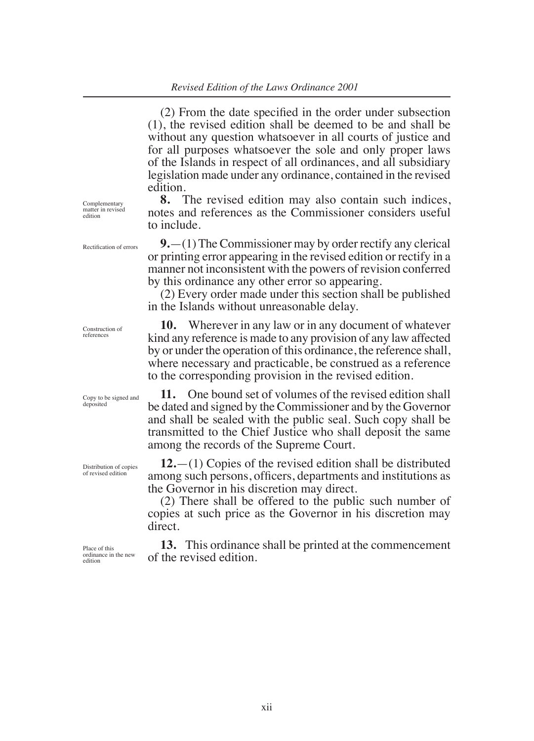(2) From the date specified in the order under subsection (1), the revised edition shall be deemed to be and shall be without any question whatsoever in all courts of justice and for all purposes whatsoever the sole and only proper laws of the Islands in respect of all ordinances, and all subsidiary legislation made under any ordinance, contained in the revised edition.

*Complementary matter in revised edition*

**8.** The revised edition may also contain such indices, notes and references as the Commissioner considers useful to include.

*Rectification of errors*

**9.**—(1) The Commissioner may by order rectify any clerical or printing error appearing in the revised edition or rectify in a manner not inconsistent with the powers of revision conferred by this ordinance any other error so appearing.

(2) Every order made under this section shall be published in the Islands without unreasonable delay.

*Construction of references*

**10.** Wherever in any law or in any document of whatever kind any reference is made to any provision of any law affected by or under the operation of this ordinance, the reference shall, where necessary and practicable, be construed as a reference to the corresponding provision in the revised edition.

*Copy to be signed and deposited*

**11.** One bound set of volumes of the revised edition shall be dated and signed by the Commissioner and by the Governor and shall be sealed with the public seal. Such copy shall be transmitted to the Chief Justice who shall deposit the same among the records of the Supreme Court.

*Distribution of copies of revised edition*

**12.**—(1) Copies of the revised edition shall be distributed among such persons, officers, departments and institutions as the Governor in his discretion may direct.

(2) There shall be offered to the public such number of copies at such price as the Governor in his discretion may direct.

*Place of this ordinance in the new edition*

**13.** This ordinance shall be printed at the commencement of the revised edition.